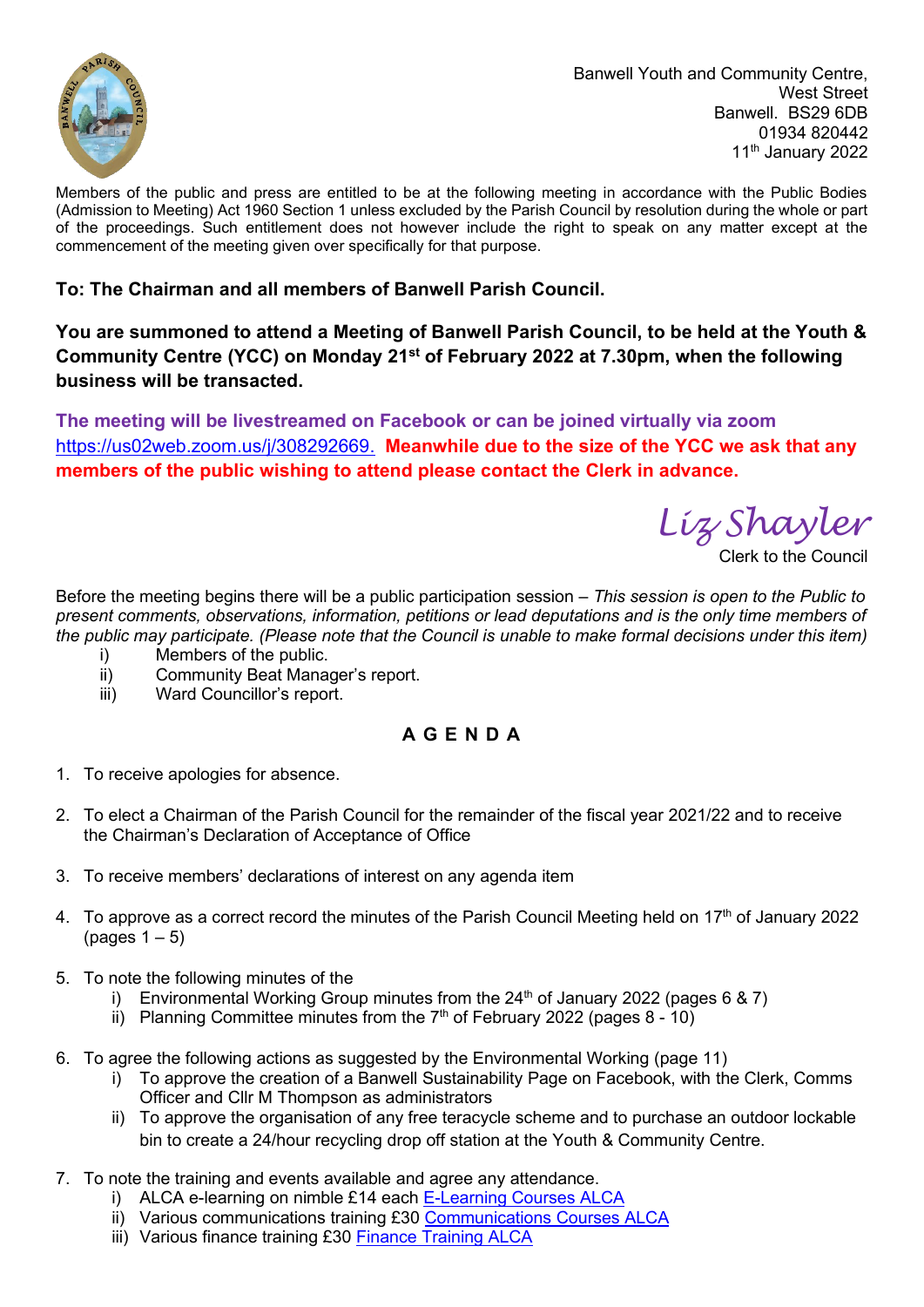Banwell Youth and Community Centre,
West Street
Banwell. BS29 6DB
01934 820442
11th January 2022

Members of the public and press are entitled to be at the following meeting in accordance with the Public Bodies (Admission to Meeting) Act 1960 Section 1 unless excluded by the Parish Council by resolution during the whole or part of the proceedings. Such entitlement does not however include the right to speak on any matter except at the commencement of the meeting given over specifically for that purpose.

**To: The Chairman and all members of Banwell Parish Council.**

**You are summoned to attend a Meeting of Banwell Parish Council, to be held at the Youth & Community Centre (YCC) on Monday 21st of February 2022 at 7.30pm, when the following business will be transacted.**

**The meeting will be livestreamed on Facebook or can be joined virtually via zoom** https://us02web.zoom.us/j/308292669. **Meanwhile due to the size of the YCC we ask that any members of the public wishing to attend please contact the Clerk in advance.**

*Liz Shayler*
Clerk to the Council

Before the meeting begins there will be a public participation session – *This session is open to the Public to present comments, observations, information, petitions or lead deputations and is the only time members of the public may participate. (Please note that the Council is unable to make formal decisions under this item)*

- i) Members of the public.
- ii) Community Beat Manager's report.
- iii) Ward Councillor's report.

## A G E N D A

1. To receive apologies for absence.

2. To elect a Chairman of the Parish Council for the remainder of the fiscal year 2021/22 and to receive the Chairman's Declaration of Acceptance of Office

3. To receive members' declarations of interest on any agenda item

4. To approve as a correct record the minutes of the Parish Council Meeting held on 17th of January 2022 (pages 1 – 5)

5. To note the following minutes of the
   - i) Environmental Working Group minutes from the 24th of January 2022 (pages 6 & 7)
   - ii) Planning Committee minutes from the 7th of February 2022 (pages 8 - 10)

6. To agree the following actions as suggested by the Environmental Working (page 11)
   - i) To approve the creation of a Banwell Sustainability Page on Facebook, with the Clerk, Comms Officer and Cllr M Thompson as administrators
   - ii) To approve the organisation of any free teracycle scheme and to purchase an outdoor lockable bin to create a 24/hour recycling drop off station at the Youth & Community Centre.

7. To note the training and events available and agree any attendance.
   - i) ALCA e-learning on nimble £14 each E-Learning Courses ALCA
   - ii) Various communications training £30 Communications Courses ALCA
   - iii) Various finance training £30 Finance Training ALCA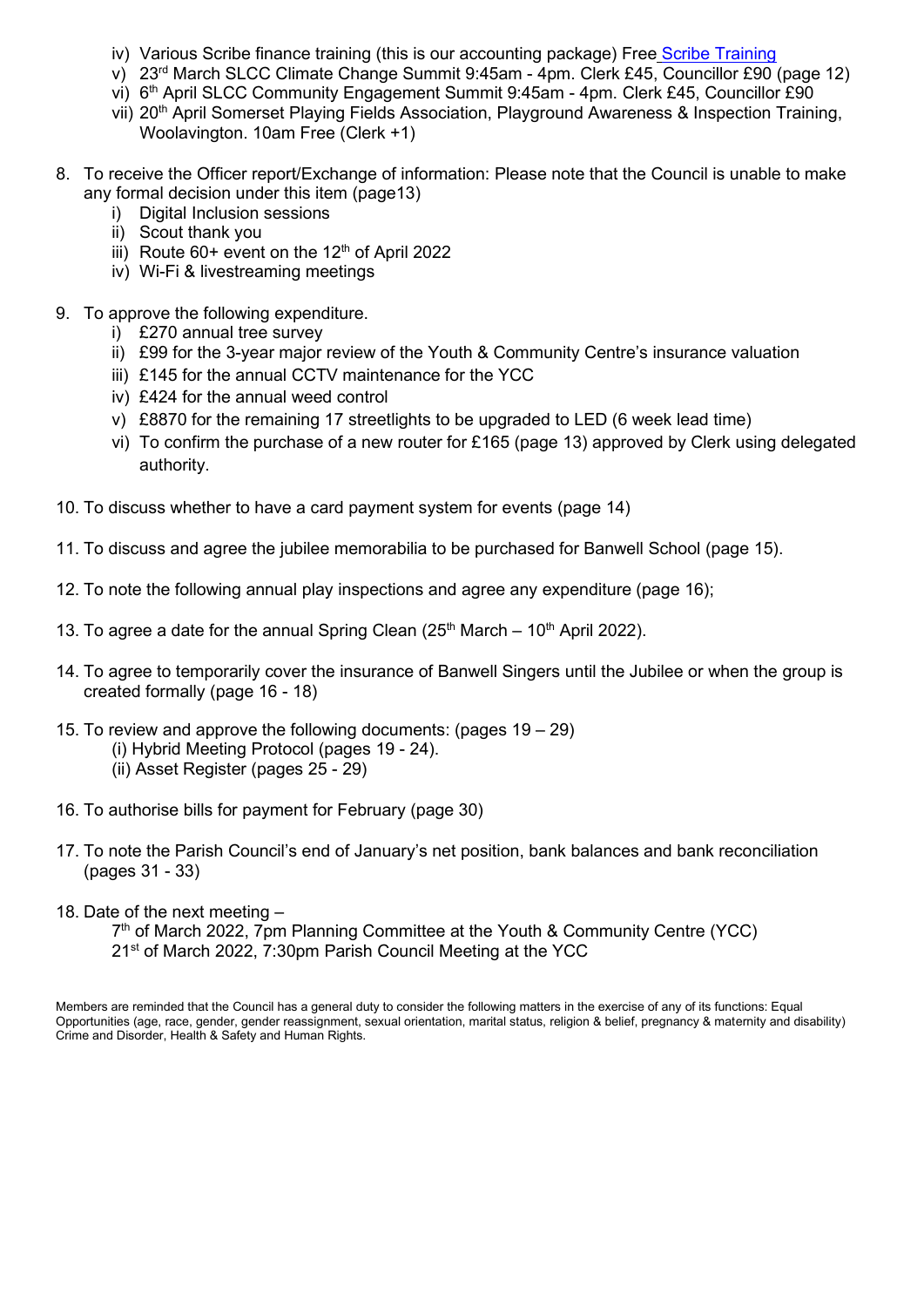- iv) Various Scribe finance training (this is our accounting package) Free Scribe Training
   - v) 23rd March SLCC Climate Change Summit 9:45am - 4pm. Clerk £45, Councillor £90 (page 12)
   - vi) 6th April SLCC Community Engagement Summit 9:45am - 4pm. Clerk £45, Councillor £90
   - vii) 20th April Somerset Playing Fields Association, Playground Awareness & Inspection Training, Woolavington. 10am Free (Clerk +1)

8. To receive the Officer report/Exchange of information: Please note that the Council is unable to make any formal decision under this item (page13)
   - i) Digital Inclusion sessions
   - ii) Scout thank you
   - iii) Route 60+ event on the 12th of April 2022
   - iv) Wi-Fi & livestreaming meetings

9. To approve the following expenditure.
   - i) £270 annual tree survey
   - ii) £99 for the 3-year major review of the Youth & Community Centre's insurance valuation
   - iii) £145 for the annual CCTV maintenance for the YCC
   - iv) £424 for the annual weed control
   - v) £8870 for the remaining 17 streetlights to be upgraded to LED (6 week lead time)
   - vi) To confirm the purchase of a new router for £165 (page 13) approved by Clerk using delegated authority.

10. To discuss whether to have a card payment system for events (page 14)

11. To discuss and agree the jubilee memorabilia to be purchased for Banwell School (page 15).

12. To note the following annual play inspections and agree any expenditure (page 16);

13. To agree a date for the annual Spring Clean (25th March – 10th April 2022).

14. To agree to temporarily cover the insurance of Banwell Singers until the Jubilee or when the group is created formally (page 16 - 18)

15. To review and approve the following documents: (pages 19 – 29)
    - (i) Hybrid Meeting Protocol (pages 19 - 24).
    - (ii) Asset Register (pages 25 - 29)

16. To authorise bills for payment for February (page 30)

17. To note the Parish Council's end of January's net position, bank balances and bank reconciliation (pages 31 - 33)

18. Date of the next meeting –
    7th of March 2022, 7pm Planning Committee at the Youth & Community Centre (YCC)
    21st of March 2022, 7:30pm Parish Council Meeting at the YCC

Members are reminded that the Council has a general duty to consider the following matters in the exercise of any of its functions: Equal Opportunities (age, race, gender, gender reassignment, sexual orientation, marital status, religion & belief, pregnancy & maternity and disability) Crime and Disorder, Health & Safety and Human Rights.